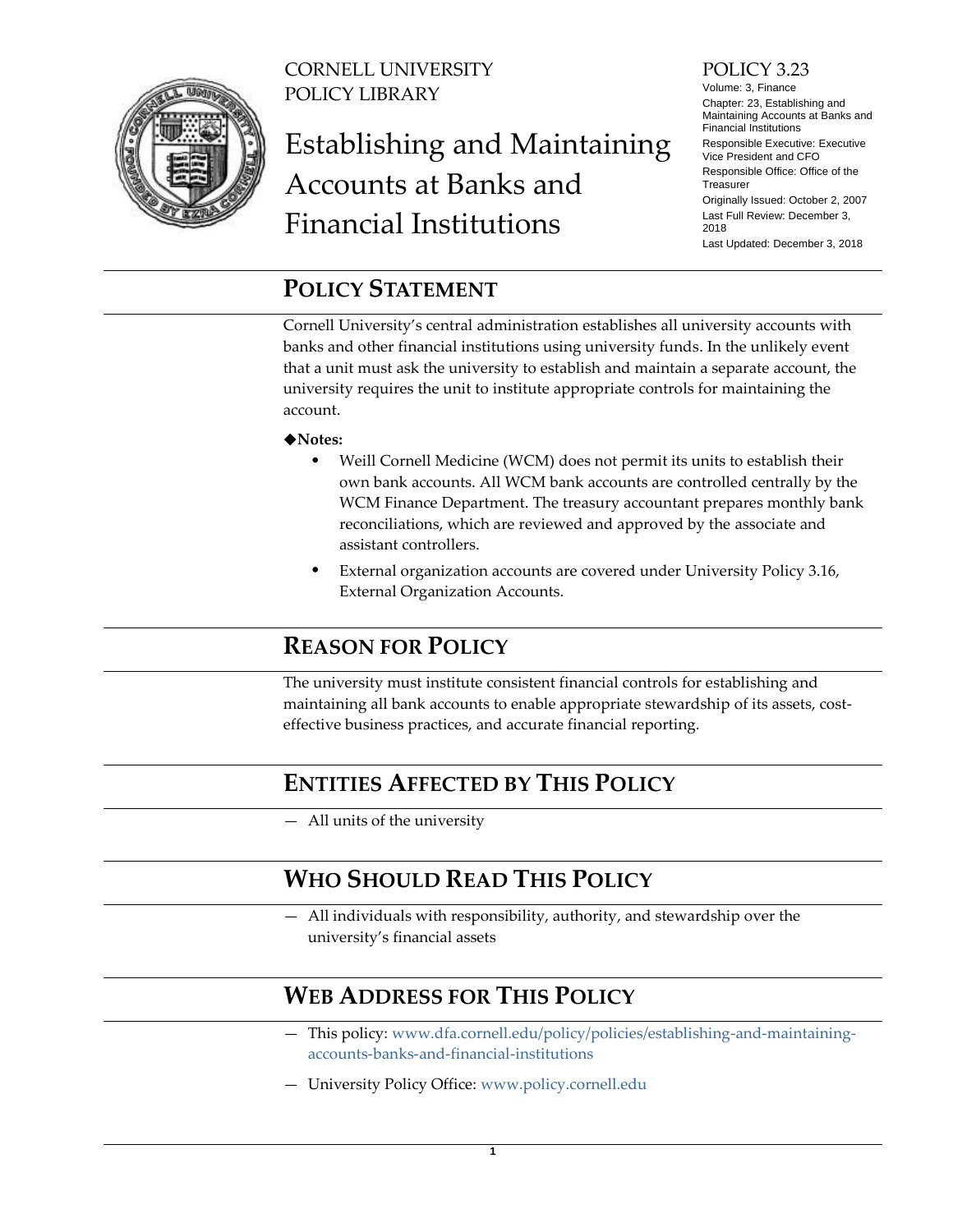CORNELL UNIVERSITY
POLICY LIBRARY

# Establishing and Maintaining Accounts at Banks and Financial Institutions

POLICY 3.23
Volume: 3, Finance
Chapter: 23, Establishing and Maintaining Accounts at Banks and Financial Institutions
Responsible Executive: Executive Vice President and CFO
Responsible Office: Office of the Treasurer
Originally Issued: October 2, 2007
Last Full Review: December 3, 2018
Last Updated: December 3, 2018

## POLICY STATEMENT

Cornell University's central administration establishes all university accounts with banks and other financial institutions using university funds. In the unlikely event that a unit must ask the university to establish and maintain a separate account, the university requires the unit to institute appropriate controls for maintaining the account.

◆**Notes:**

- Weill Cornell Medicine (WCM) does not permit its units to establish their own bank accounts. All WCM bank accounts are controlled centrally by the WCM Finance Department. The treasury accountant prepares monthly bank reconciliations, which are reviewed and approved by the associate and assistant controllers.
- External organization accounts are covered under University Policy 3.16, External Organization Accounts.

## REASON FOR POLICY

The university must institute consistent financial controls for establishing and maintaining all bank accounts to enable appropriate stewardship of its assets, cost-effective business practices, and accurate financial reporting.

## ENTITIES AFFECTED BY THIS POLICY

— All units of the university

## WHO SHOULD READ THIS POLICY

— All individuals with responsibility, authority, and stewardship over the university's financial assets

## WEB ADDRESS FOR THIS POLICY

— This policy: www.dfa.cornell.edu/policy/policies/establishing-and-maintaining-accounts-banks-and-financial-institutions

— University Policy Office: www.policy.cornell.edu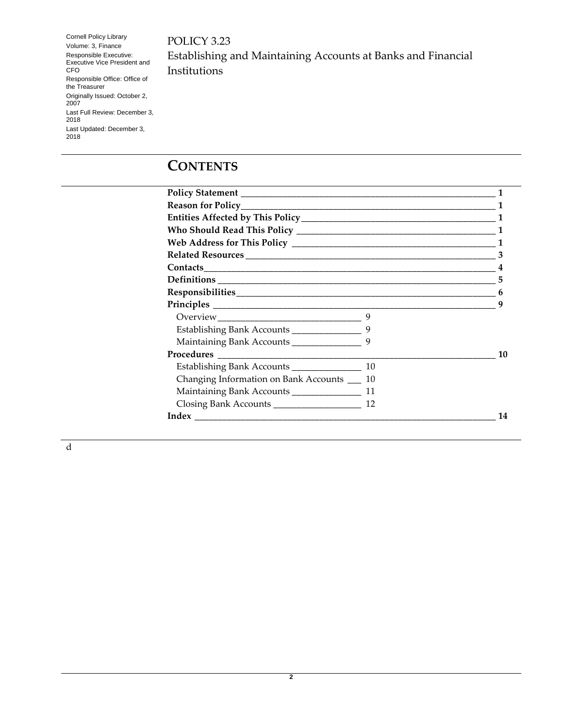Cornell Policy Library
Volume: 3, Finance
Responsible Executive: Executive Vice President and CFO
Responsible Office: Office of the Treasurer
Originally Issued: October 2, 2007
Last Full Review: December 3, 2018
Last Updated: December 3, 2018

POLICY 3.23
Establishing and Maintaining Accounts at Banks and Financial Institutions

# CONTENTS

| | |
|---|---|
| **Policy Statement** | **1** |
| **Reason for Policy** | **1** |
| **Entities Affected by This Policy** | **1** |
| **Who Should Read This Policy** | **1** |
| **Web Address for This Policy** | **1** |
| **Related Resources** | **3** |
| **Contacts** | **4** |
| **Definitions** | **5** |
| **Responsibilities** | **6** |
| **Principles** | **9** |
| Overview | 9 |
| Establishing Bank Accounts | 9 |
| Maintaining Bank Accounts | 9 |
| **Procedures** | **10** |
| Establishing Bank Accounts | 10 |
| Changing Information on Bank Accounts | 10 |
| Maintaining Bank Accounts | 11 |
| Closing Bank Accounts | 12 |
| **Index** | **14** |

d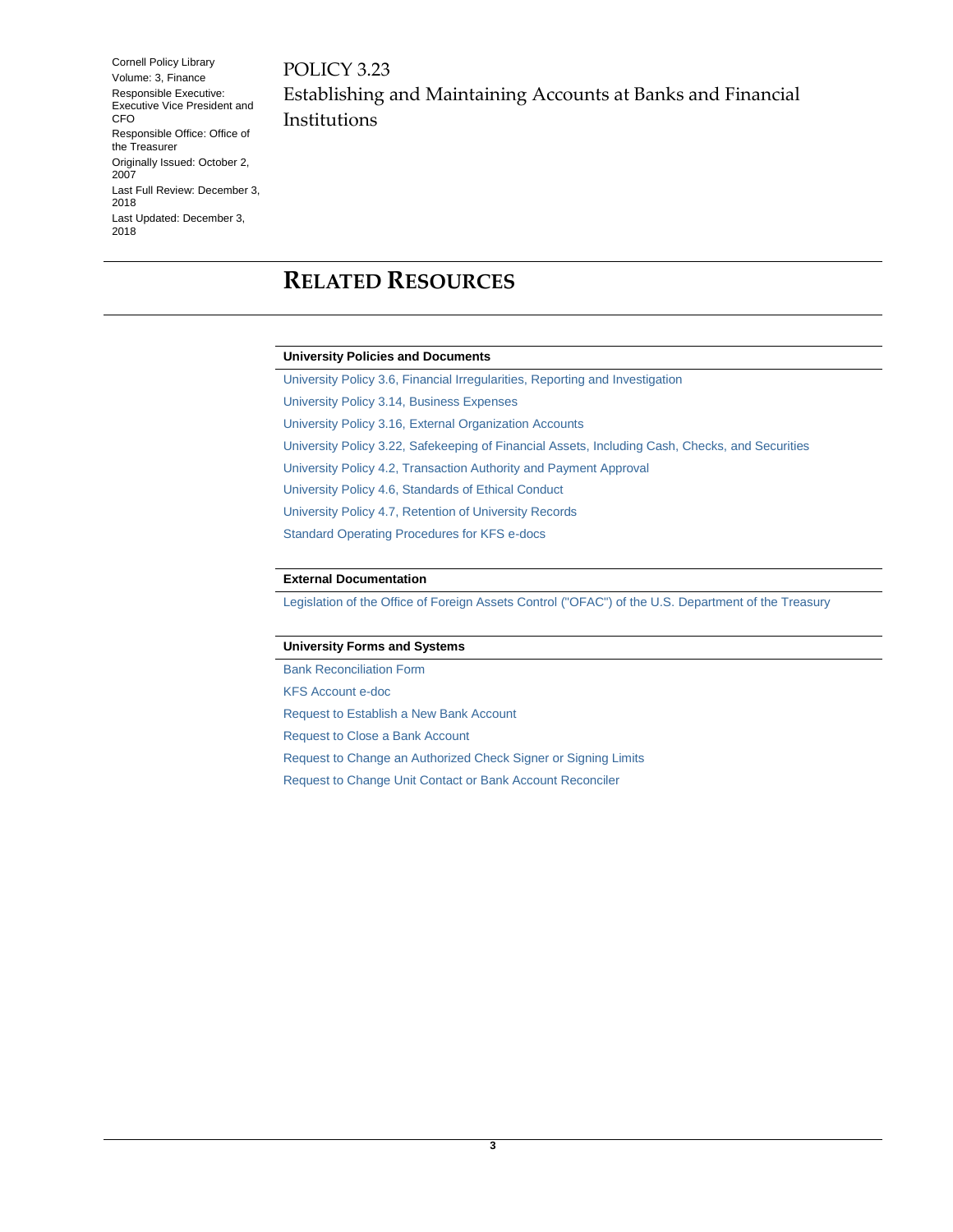## RELATED RESOURCES

**University Policies and Documents**

University Policy 3.6, Financial Irregularities, Reporting and Investigation

University Policy 3.14, Business Expenses

University Policy 3.16, External Organization Accounts

University Policy 3.22, Safekeeping of Financial Assets, Including Cash, Checks, and Securities

University Policy 4.2, Transaction Authority and Payment Approval

University Policy 4.6, Standards of Ethical Conduct

University Policy 4.7, Retention of University Records

Standard Operating Procedures for KFS e-docs

**External Documentation**

Legislation of the Office of Foreign Assets Control ("OFAC") of the U.S. Department of the Treasury

**University Forms and Systems**

Bank Reconciliation Form

KFS Account e-doc

Request to Establish a New Bank Account

Request to Close a Bank Account

Request to Change an Authorized Check Signer or Signing Limits

Request to Change Unit Contact or Bank Account Reconciler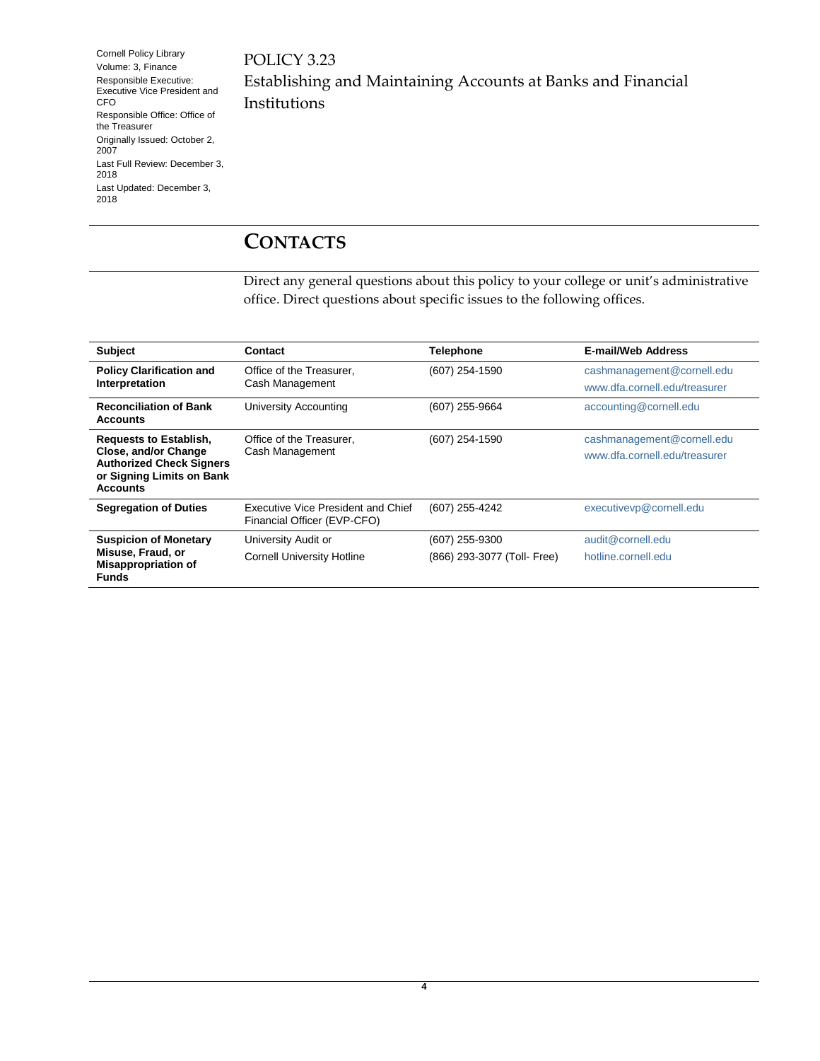Cornell Policy Library
Volume: 3, Finance
Responsible Executive: Executive Vice President and CFO
Responsible Office: Office of the Treasurer
Originally Issued: October 2, 2007
Last Full Review: December 3, 2018
Last Updated: December 3, 2018

# POLICY 3.23
# Establishing and Maintaining Accounts at Banks and Financial Institutions

## CONTACTS

Direct any general questions about this policy to your college or unit's administrative office. Direct questions about specific issues to the following offices.

| Subject | Contact | Telephone | E-mail/Web Address |
|---|---|---|---|
| **Policy Clarification and Interpretation** | Office of the Treasurer, Cash Management | (607) 254-1590 | cashmanagement@cornell.edu<br>www.dfa.cornell.edu/treasurer |
| **Reconciliation of Bank Accounts** | University Accounting | (607) 255-9664 | accounting@cornell.edu |
| **Requests to Establish, Close, and/or Change Authorized Check Signers or Signing Limits on Bank Accounts** | Office of the Treasurer, Cash Management | (607) 254-1590 | cashmanagement@cornell.edu<br>www.dfa.cornell.edu/treasurer |
| **Segregation of Duties** | Executive Vice President and Chief Financial Officer (EVP-CFO) | (607) 255-4242 | executivevp@cornell.edu |
| **Suspicion of Monetary Misuse, Fraud, or Misappropriation of Funds** | University Audit or<br>Cornell University Hotline | (607) 255-9300<br>(866) 293-3077 (Toll- Free) | audit@cornell.edu<br>hotline.cornell.edu |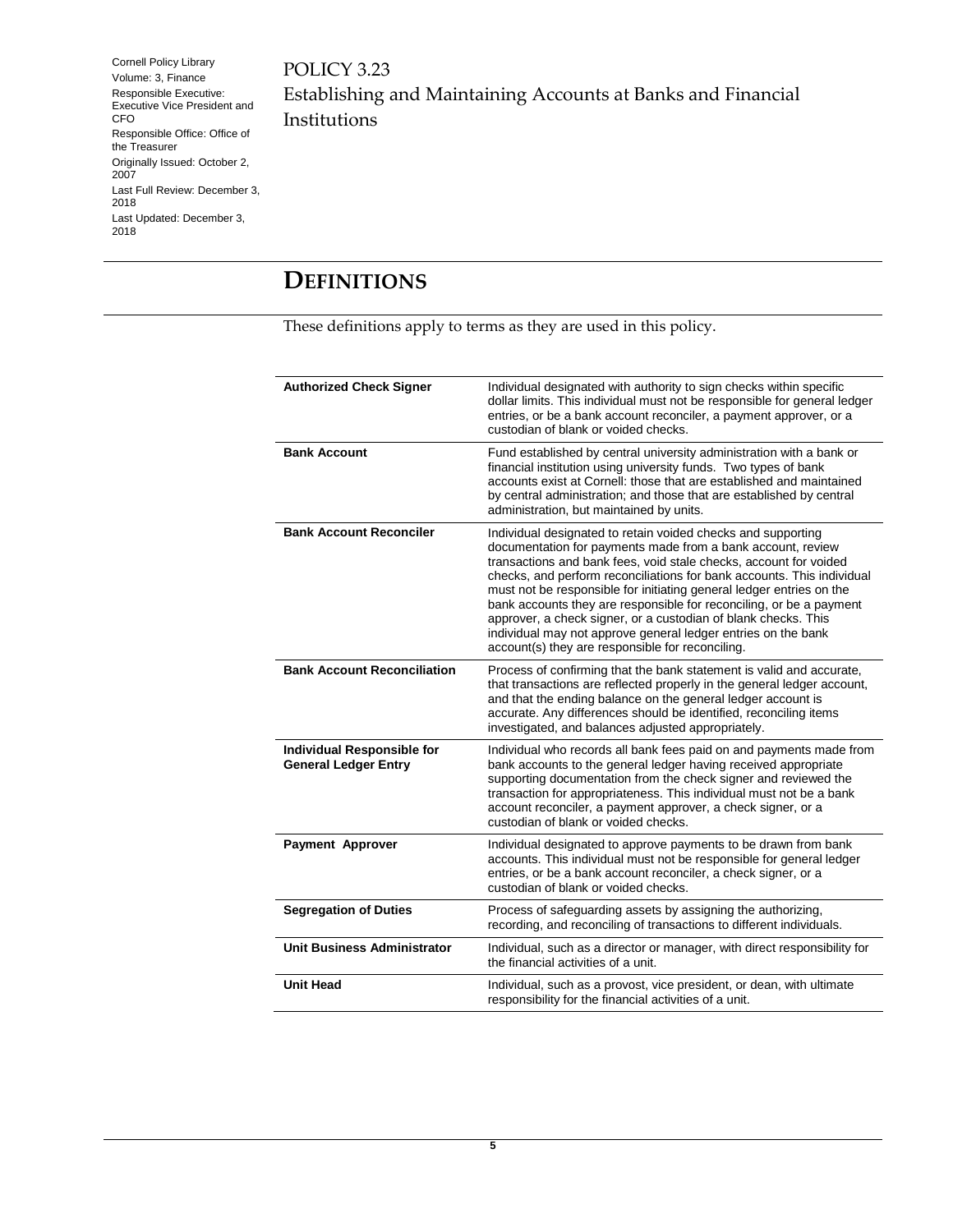# DEFINITIONS

These definitions apply to terms as they are used in this policy.

| | |
|---|---|
| **Authorized Check Signer** | Individual designated with authority to sign checks within specific dollar limits. This individual must not be responsible for general ledger entries, or be a bank account reconciler, a payment approver, or a custodian of blank or voided checks. |
| **Bank Account** | Fund established by central university administration with a bank or financial institution using university funds. Two types of bank accounts exist at Cornell: those that are established and maintained by central administration; and those that are established by central administration, but maintained by units. |
| **Bank Account Reconciler** | Individual designated to retain voided checks and supporting documentation for payments made from a bank account, review transactions and bank fees, void stale checks, account for voided checks, and perform reconciliations for bank accounts. This individual must not be responsible for initiating general ledger entries on the bank accounts they are responsible for reconciling, or be a payment approver, a check signer, or a custodian of blank checks. This individual may not approve general ledger entries on the bank account(s) they are responsible for reconciling. |
| **Bank Account Reconciliation** | Process of confirming that the bank statement is valid and accurate, that transactions are reflected properly in the general ledger account, and that the ending balance on the general ledger account is accurate. Any differences should be identified, reconciling items investigated, and balances adjusted appropriately. |
| **Individual Responsible for General Ledger Entry** | Individual who records all bank fees paid on and payments made from bank accounts to the general ledger having received appropriate supporting documentation from the check signer and reviewed the transaction for appropriateness. This individual must not be a bank account reconciler, a payment approver, a check signer, or a custodian of blank or voided checks. |
| **Payment Approver** | Individual designated to approve payments to be drawn from bank accounts. This individual must not be responsible for general ledger entries, or be a bank account reconciler, a check signer, or a custodian of blank or voided checks. |
| **Segregation of Duties** | Process of safeguarding assets by assigning the authorizing, recording, and reconciling of transactions to different individuals. |
| **Unit Business Administrator** | Individual, such as a director or manager, with direct responsibility for the financial activities of a unit. |
| **Unit Head** | Individual, such as a provost, vice president, or dean, with ultimate responsibility for the financial activities of a unit. |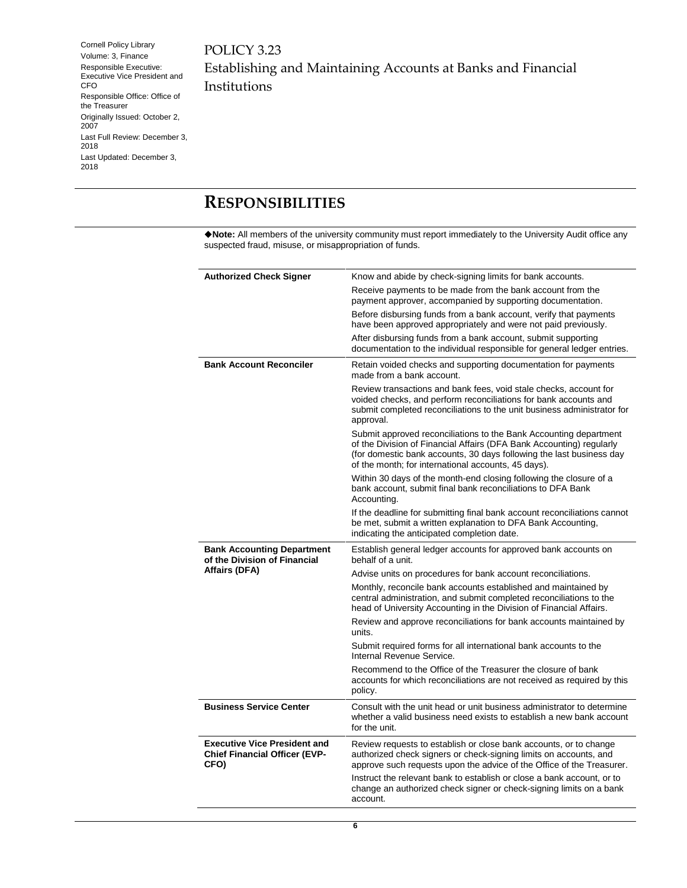Cornell Policy Library
Volume: 3, Finance
Responsible Executive: Executive Vice President and CFO
Responsible Office: Office of the Treasurer
Originally Issued: October 2, 2007
Last Full Review: December 3, 2018
Last Updated: December 3, 2018

# POLICY 3.23
# Establishing and Maintaining Accounts at Banks and Financial Institutions

## RESPONSIBILITIES

◆**Note:** All members of the university community must report immediately to the University Audit office any suspected fraud, misuse, or misappropriation of funds.

| | |
|---|---|
| **Authorized Check Signer** | Know and abide by check-signing limits for bank accounts.<br>Receive payments to be made from the bank account from the payment approver, accompanied by supporting documentation.<br>Before disbursing funds from a bank account, verify that payments have been approved appropriately and were not paid previously.<br>After disbursing funds from a bank account, submit supporting documentation to the individual responsible for general ledger entries. |
| **Bank Account Reconciler** | Retain voided checks and supporting documentation for payments made from a bank account.<br>Review transactions and bank fees, void stale checks, account for voided checks, and perform reconciliations for bank accounts and submit completed reconciliations to the unit business administrator for approval.<br>Submit approved reconciliations to the Bank Accounting department of the Division of Financial Affairs (DFA Bank Accounting) regularly (for domestic bank accounts, 30 days following the last business day of the month; for international accounts, 45 days).<br>Within 30 days of the month-end closing following the closure of a bank account, submit final bank reconciliations to DFA Bank Accounting.<br>If the deadline for submitting final bank account reconciliations cannot be met, submit a written explanation to DFA Bank Accounting, indicating the anticipated completion date. |
| **Bank Accounting Department of the Division of Financial Affairs (DFA)** | Establish general ledger accounts for approved bank accounts on behalf of a unit.<br>Advise units on procedures for bank account reconciliations.<br>Monthly, reconcile bank accounts established and maintained by central administration, and submit completed reconciliations to the head of University Accounting in the Division of Financial Affairs.<br>Review and approve reconciliations for bank accounts maintained by units.<br>Submit required forms for all international bank accounts to the Internal Revenue Service.<br>Recommend to the Office of the Treasurer the closure of bank accounts for which reconciliations are not received as required by this policy. |
| **Business Service Center** | Consult with the unit head or unit business administrator to determine whether a valid business need exists to establish a new bank account for the unit. |
| **Executive Vice President and Chief Financial Officer (EVP-CFO)** | Review requests to establish or close bank accounts, or to change authorized check signers or check-signing limits on accounts, and approve such requests upon the advice of the Office of the Treasurer.<br>Instruct the relevant bank to establish or close a bank account, or to change an authorized check signer or check-signing limits on a bank account. |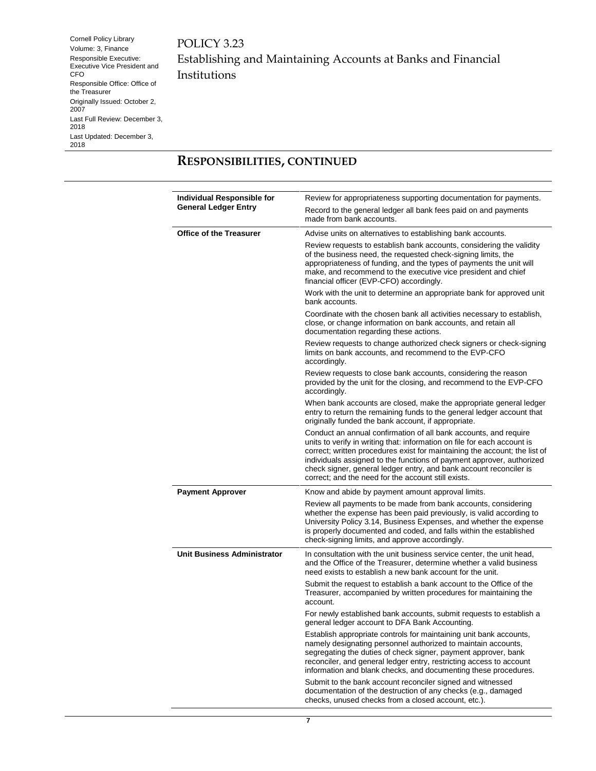## RESPONSIBILITIES, CONTINUED

| | |
|---|---|
| **Individual Responsible for General Ledger Entry** | Review for appropriateness supporting documentation for payments.<br><br>Record to the general ledger all bank fees paid on and payments made from bank accounts. |
| **Office of the Treasurer** | Advise units on alternatives to establishing bank accounts.<br><br>Review requests to establish bank accounts, considering the validity of the business need, the requested check-signing limits, the appropriateness of funding, and the types of payments the unit will make, and recommend to the executive vice president and chief financial officer (EVP-CFO) accordingly.<br><br>Work with the unit to determine an appropriate bank for approved unit bank accounts.<br><br>Coordinate with the chosen bank all activities necessary to establish, close, or change information on bank accounts, and retain all documentation regarding these actions.<br><br>Review requests to change authorized check signers or check-signing limits on bank accounts, and recommend to the EVP-CFO accordingly.<br><br>Review requests to close bank accounts, considering the reason provided by the unit for the closing, and recommend to the EVP-CFO accordingly.<br><br>When bank accounts are closed, make the appropriate general ledger entry to return the remaining funds to the general ledger account that originally funded the bank account, if appropriate.<br><br>Conduct an annual confirmation of all bank accounts, and require units to verify in writing that: information on file for each account is correct; written procedures exist for maintaining the account; the list of individuals assigned to the functions of payment approver, authorized check signer, general ledger entry, and bank account reconciler is correct; and the need for the account still exists. |
| **Payment Approver** | Know and abide by payment amount approval limits.<br><br>Review all payments to be made from bank accounts, considering whether the expense has been paid previously, is valid according to University Policy 3.14, Business Expenses, and whether the expense is properly documented and coded, and falls within the established check-signing limits, and approve accordingly. |
| **Unit Business Administrator** | In consultation with the unit business service center, the unit head, and the Office of the Treasurer, determine whether a valid business need exists to establish a new bank account for the unit.<br><br>Submit the request to establish a bank account to the Office of the Treasurer, accompanied by written procedures for maintaining the account.<br><br>For newly established bank accounts, submit requests to establish a general ledger account to DFA Bank Accounting.<br><br>Establish appropriate controls for maintaining unit bank accounts, namely designating personnel authorized to maintain accounts, segregating the duties of check signer, payment approver, bank reconciler, and general ledger entry, restricting access to account information and blank checks, and documenting these procedures.<br><br>Submit to the bank account reconciler signed and witnessed documentation of the destruction of any checks (e.g., damaged checks, unused checks from a closed account, etc.). |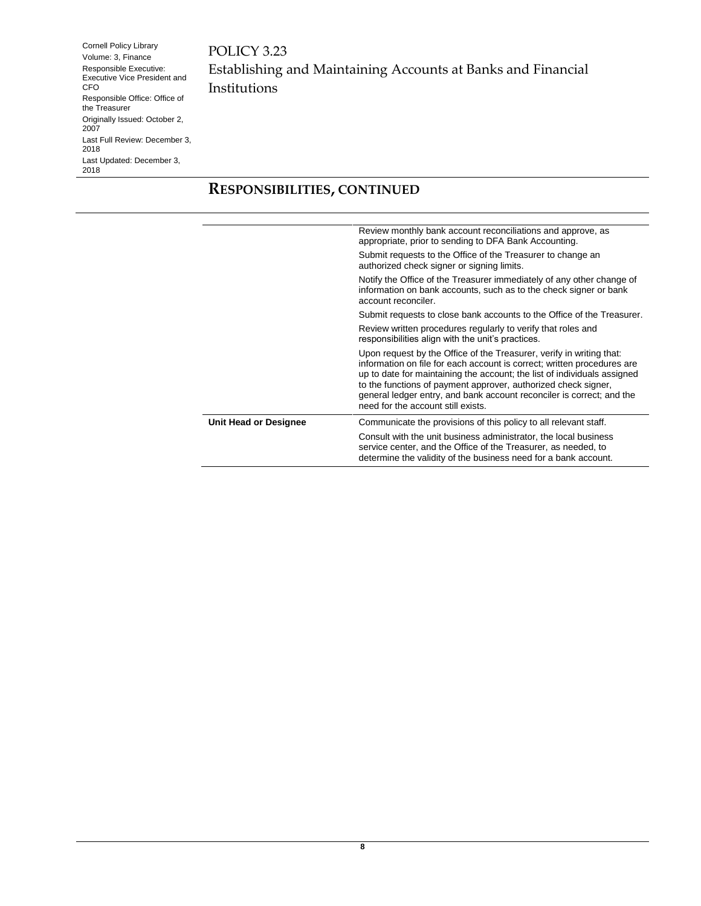## RESPONSIBILITIES, CONTINUED

| | |
|---|---|
| | Review monthly bank account reconciliations and approve, as appropriate, prior to sending to DFA Bank Accounting. |
| | Submit requests to the Office of the Treasurer to change an authorized check signer or signing limits. |
| | Notify the Office of the Treasurer immediately of any other change of information on bank accounts, such as to the check signer or bank account reconciler. |
| | Submit requests to close bank accounts to the Office of the Treasurer. |
| | Review written procedures regularly to verify that roles and responsibilities align with the unit's practices. |
| | Upon request by the Office of the Treasurer, verify in writing that: information on file for each account is correct; written procedures are up to date for maintaining the account; the list of individuals assigned to the functions of payment approver, authorized check signer, general ledger entry, and bank account reconciler is correct; and the need for the account still exists. |
| **Unit Head or Designee** | Communicate the provisions of this policy to all relevant staff. |
| | Consult with the unit business administrator, the local business service center, and the Office of the Treasurer, as needed, to determine the validity of the business need for a bank account. |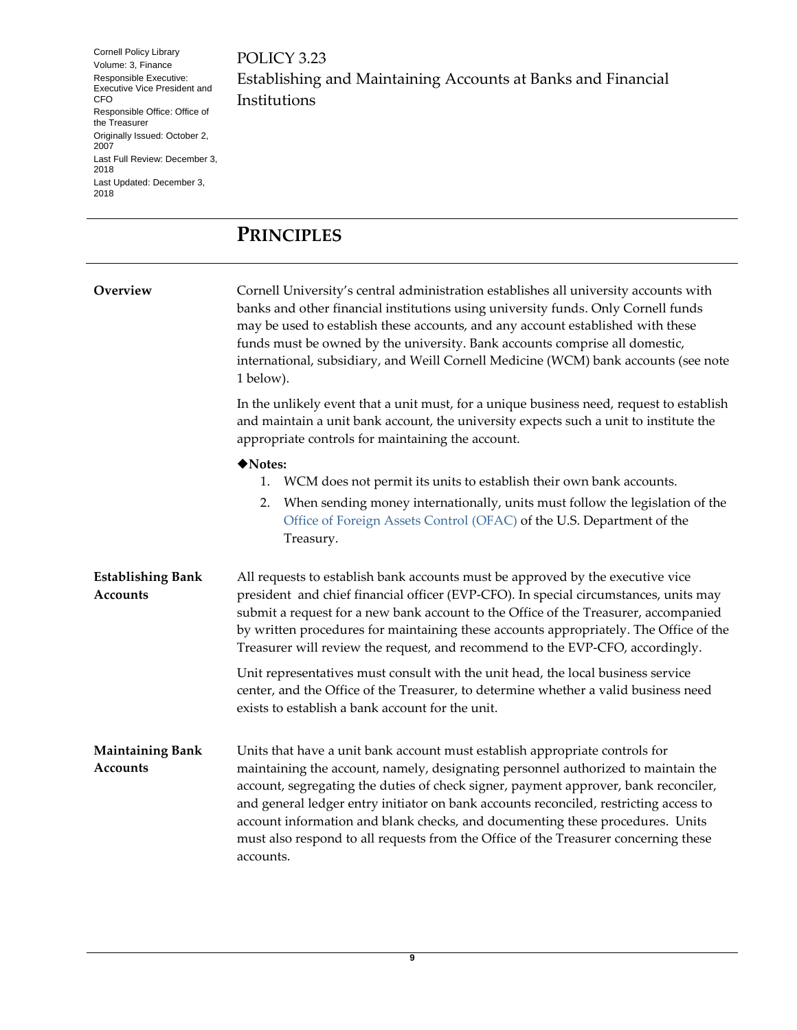Cornell Policy Library
Volume: 3, Finance
Responsible Executive: Executive Vice President and CFO
Responsible Office: Office of the Treasurer
Originally Issued: October 2, 2007
Last Full Review: December 3, 2018
Last Updated: December 3, 2018

POLICY 3.23
Establishing and Maintaining Accounts at Banks and Financial Institutions

# PRINCIPLES

## Overview

Cornell University's central administration establishes all university accounts with banks and other financial institutions using university funds. Only Cornell funds may be used to establish these accounts, and any account established with these funds must be owned by the university. Bank accounts comprise all domestic, international, subsidiary, and Weill Cornell Medicine (WCM) bank accounts (see note 1 below).

In the unlikely event that a unit must, for a unique business need, request to establish and maintain a unit bank account, the university expects such a unit to institute the appropriate controls for maintaining the account.

◆**Notes:**

1. WCM does not permit its units to establish their own bank accounts.
2. When sending money internationally, units must follow the legislation of the Office of Foreign Assets Control (OFAC) of the U.S. Department of the Treasury.

## Establishing Bank Accounts

All requests to establish bank accounts must be approved by the executive vice president and chief financial officer (EVP-CFO). In special circumstances, units may submit a request for a new bank account to the Office of the Treasurer, accompanied by written procedures for maintaining these accounts appropriately. The Office of the Treasurer will review the request, and recommend to the EVP-CFO, accordingly.

Unit representatives must consult with the unit head, the local business service center, and the Office of the Treasurer, to determine whether a valid business need exists to establish a bank account for the unit.

## Maintaining Bank Accounts

Units that have a unit bank account must establish appropriate controls for maintaining the account, namely, designating personnel authorized to maintain the account, segregating the duties of check signer, payment approver, bank reconciler, and general ledger entry initiator on bank accounts reconciled, restricting access to account information and blank checks, and documenting these procedures. Units must also respond to all requests from the Office of the Treasurer concerning these accounts.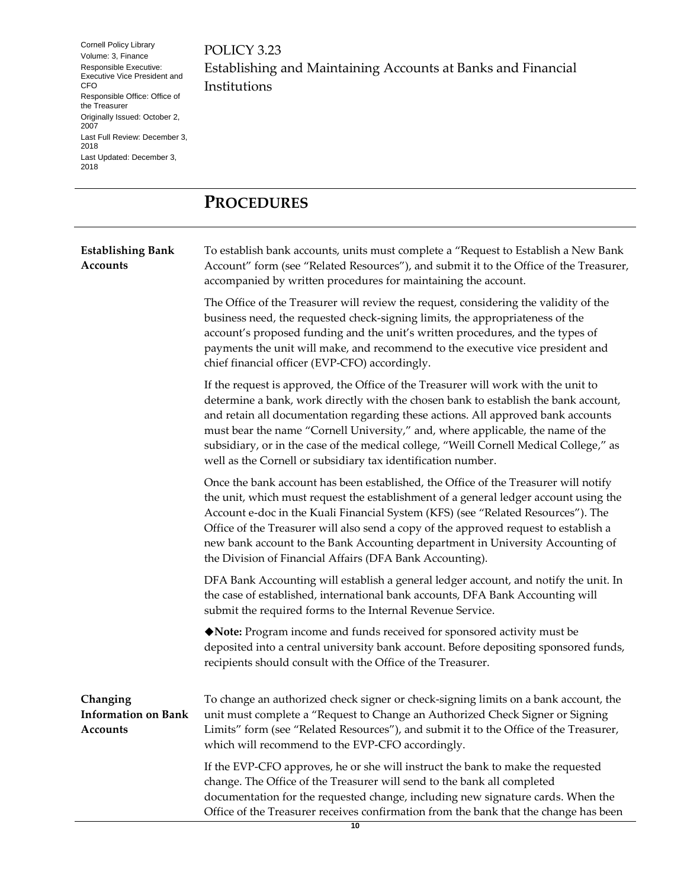# PROCEDURES

### Establishing Bank Accounts

To establish bank accounts, units must complete a "Request to Establish a New Bank Account" form (see "Related Resources"), and submit it to the Office of the Treasurer, accompanied by written procedures for maintaining the account.

The Office of the Treasurer will review the request, considering the validity of the business need, the requested check-signing limits, the appropriateness of the account's proposed funding and the unit's written procedures, and the types of payments the unit will make, and recommend to the executive vice president and chief financial officer (EVP-CFO) accordingly.

If the request is approved, the Office of the Treasurer will work with the unit to determine a bank, work directly with the chosen bank to establish the bank account, and retain all documentation regarding these actions. All approved bank accounts must bear the name "Cornell University," and, where applicable, the name of the subsidiary, or in the case of the medical college, "Weill Cornell Medical College," as well as the Cornell or subsidiary tax identification number.

Once the bank account has been established, the Office of the Treasurer will notify the unit, which must request the establishment of a general ledger account using the Account e-doc in the Kuali Financial System (KFS) (see "Related Resources"). The Office of the Treasurer will also send a copy of the approved request to establish a new bank account to the Bank Accounting department in University Accounting of the Division of Financial Affairs (DFA Bank Accounting).

DFA Bank Accounting will establish a general ledger account, and notify the unit. In the case of established, international bank accounts, DFA Bank Accounting will submit the required forms to the Internal Revenue Service.

◆**Note:** Program income and funds received for sponsored activity must be deposited into a central university bank account. Before depositing sponsored funds, recipients should consult with the Office of the Treasurer.

### Changing Information on Bank Accounts

To change an authorized check signer or check-signing limits on a bank account, the unit must complete a "Request to Change an Authorized Check Signer or Signing Limits" form (see "Related Resources"), and submit it to the Office of the Treasurer, which will recommend to the EVP-CFO accordingly.

If the EVP-CFO approves, he or she will instruct the bank to make the requested change. The Office of the Treasurer will send to the bank all completed documentation for the requested change, including new signature cards. When the Office of the Treasurer receives confirmation from the bank that the change has been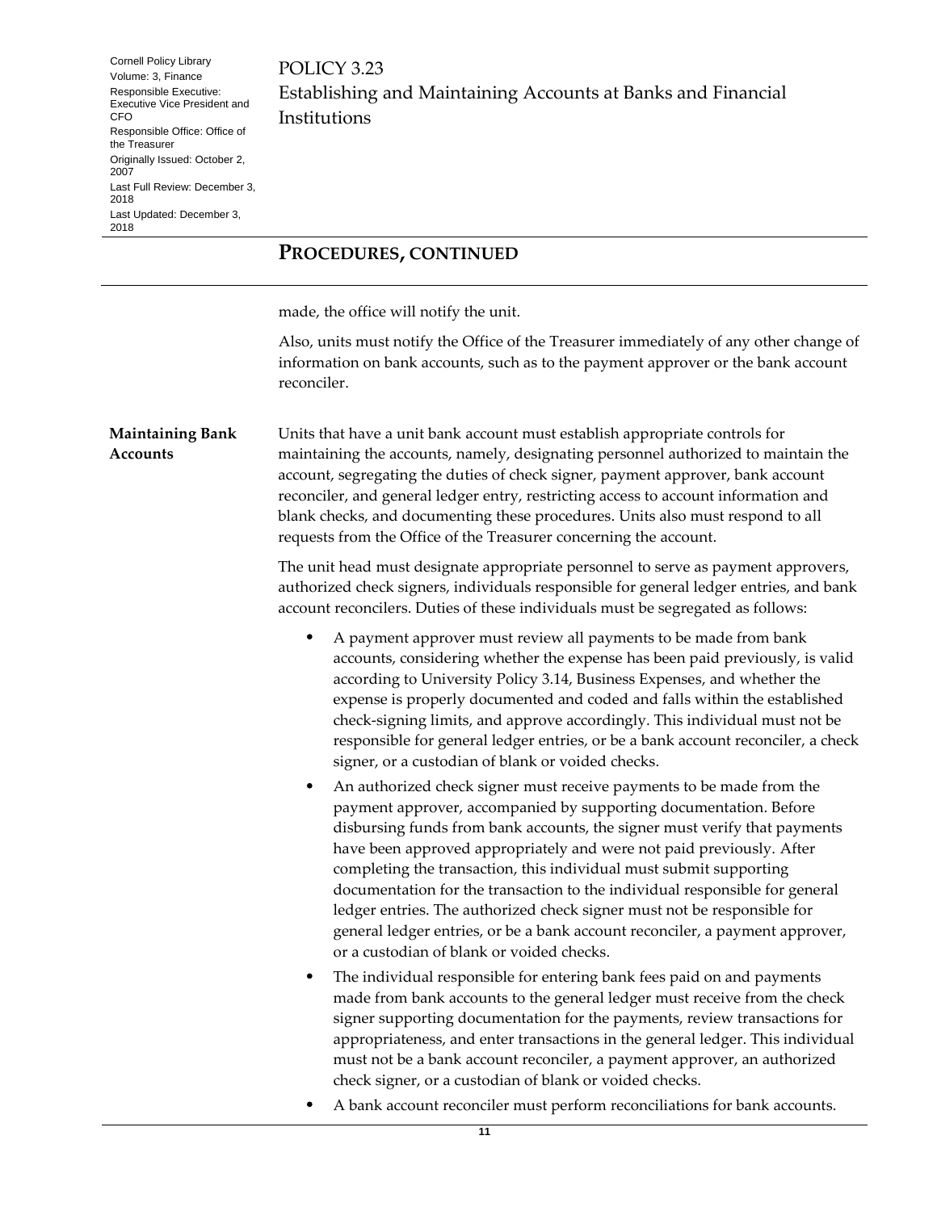## PROCEDURES, CONTINUED

made, the office will notify the unit.

Also, units must notify the Office of the Treasurer immediately of any other change of information on bank accounts, such as to the payment approver or the bank account reconciler.

### Maintaining Bank Accounts

Units that have a unit bank account must establish appropriate controls for maintaining the accounts, namely, designating personnel authorized to maintain the account, segregating the duties of check signer, payment approver, bank account reconciler, and general ledger entry, restricting access to account information and blank checks, and documenting these procedures. Units also must respond to all requests from the Office of the Treasurer concerning the account.

The unit head must designate appropriate personnel to serve as payment approvers, authorized check signers, individuals responsible for general ledger entries, and bank account reconcilers. Duties of these individuals must be segregated as follows:

- A payment approver must review all payments to be made from bank accounts, considering whether the expense has been paid previously, is valid according to University Policy 3.14, Business Expenses, and whether the expense is properly documented and coded and falls within the established check-signing limits, and approve accordingly. This individual must not be responsible for general ledger entries, or be a bank account reconciler, a check signer, or a custodian of blank or voided checks.
- An authorized check signer must receive payments to be made from the payment approver, accompanied by supporting documentation. Before disbursing funds from bank accounts, the signer must verify that payments have been approved appropriately and were not paid previously. After completing the transaction, this individual must submit supporting documentation for the transaction to the individual responsible for general ledger entries. The authorized check signer must not be responsible for general ledger entries, or be a bank account reconciler, a payment approver, or a custodian of blank or voided checks.
- The individual responsible for entering bank fees paid on and payments made from bank accounts to the general ledger must receive from the check signer supporting documentation for the payments, review transactions for appropriateness, and enter transactions in the general ledger. This individual must not be a bank account reconciler, a payment approver, an authorized check signer, or a custodian of blank or voided checks.
- A bank account reconciler must perform reconciliations for bank accounts.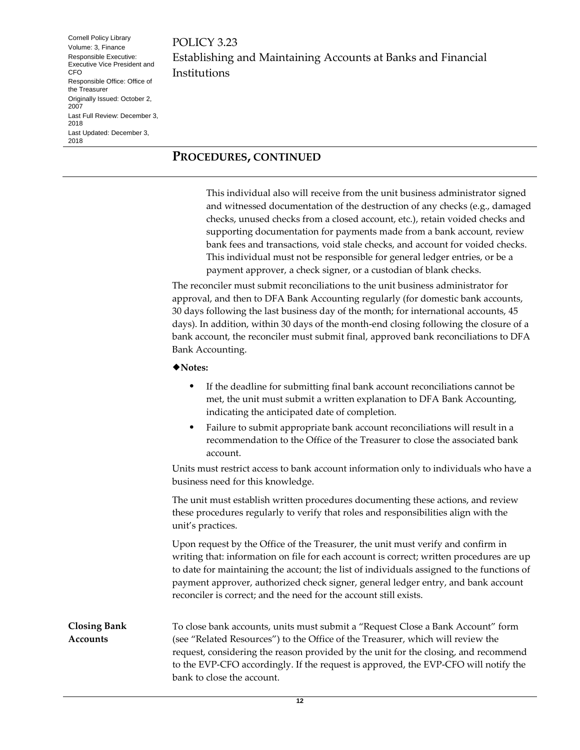## Procedures, continued

This individual also will receive from the unit business administrator signed and witnessed documentation of the destruction of any checks (e.g., damaged checks, unused checks from a closed account, etc.), retain voided checks and supporting documentation for payments made from a bank account, review bank fees and transactions, void stale checks, and account for voided checks. This individual must not be responsible for general ledger entries, or be a payment approver, a check signer, or a custodian of blank checks.

The reconciler must submit reconciliations to the unit business administrator for approval, and then to DFA Bank Accounting regularly (for domestic bank accounts, 30 days following the last business day of the month; for international accounts, 45 days). In addition, within 30 days of the month-end closing following the closure of a bank account, the reconciler must submit final, approved bank reconciliations to DFA Bank Accounting.

◆**Notes:**

- If the deadline for submitting final bank account reconciliations cannot be met, the unit must submit a written explanation to DFA Bank Accounting, indicating the anticipated date of completion.
- Failure to submit appropriate bank account reconciliations will result in a recommendation to the Office of the Treasurer to close the associated bank account.

Units must restrict access to bank account information only to individuals who have a business need for this knowledge.

The unit must establish written procedures documenting these actions, and review these procedures regularly to verify that roles and responsibilities align with the unit's practices.

Upon request by the Office of the Treasurer, the unit must verify and confirm in writing that: information on file for each account is correct; written procedures are up to date for maintaining the account; the list of individuals assigned to the functions of payment approver, authorized check signer, general ledger entry, and bank account reconciler is correct; and the need for the account still exists.

### Closing Bank Accounts

To close bank accounts, units must submit a "Request Close a Bank Account" form (see "Related Resources") to the Office of the Treasurer, which will review the request, considering the reason provided by the unit for the closing, and recommend to the EVP-CFO accordingly. If the request is approved, the EVP-CFO will notify the bank to close the account.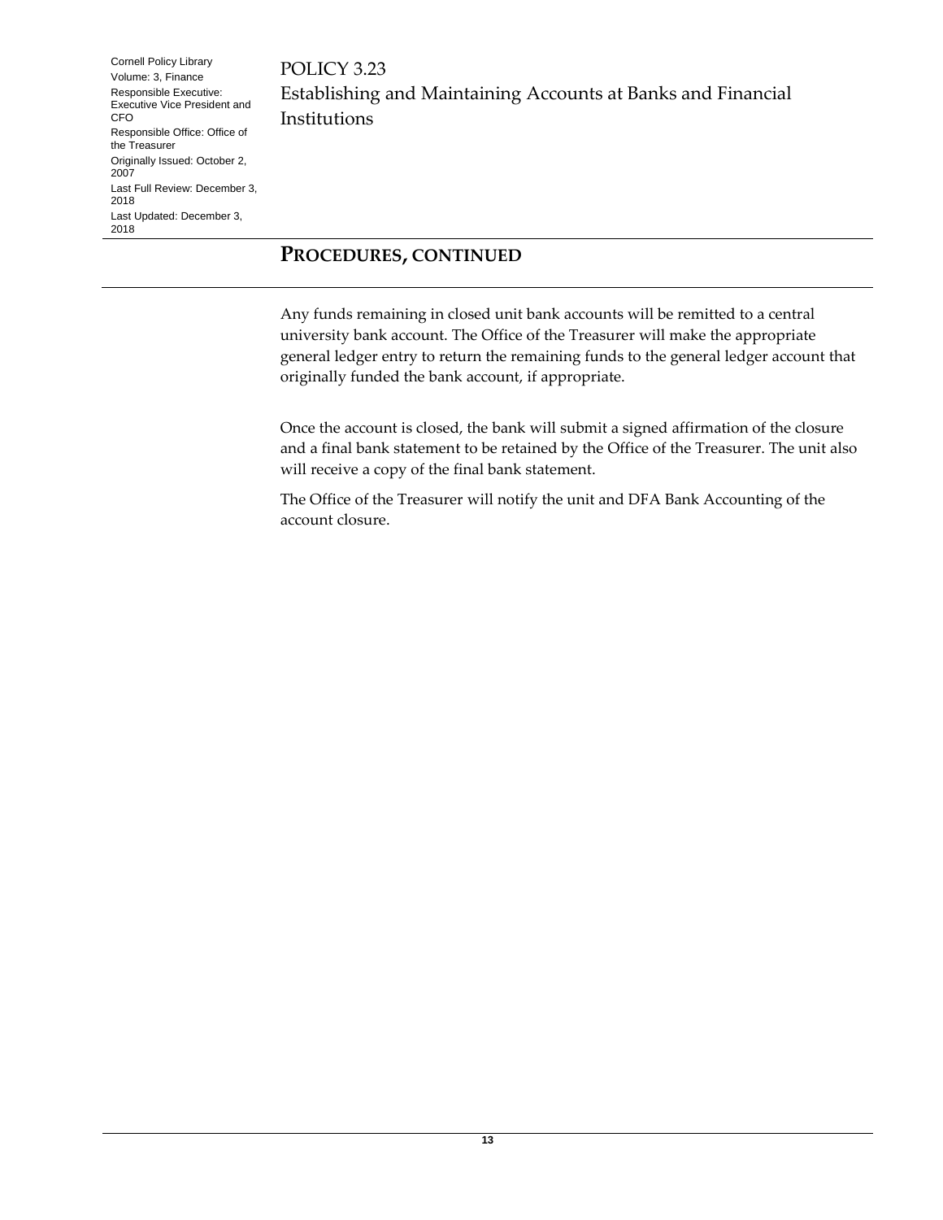## PROCEDURES, CONTINUED

Any funds remaining in closed unit bank accounts will be remitted to a central university bank account. The Office of the Treasurer will make the appropriate general ledger entry to return the remaining funds to the general ledger account that originally funded the bank account, if appropriate.

Once the account is closed, the bank will submit a signed affirmation of the closure and a final bank statement to be retained by the Office of the Treasurer. The unit also will receive a copy of the final bank statement.

The Office of the Treasurer will notify the unit and DFA Bank Accounting of the account closure.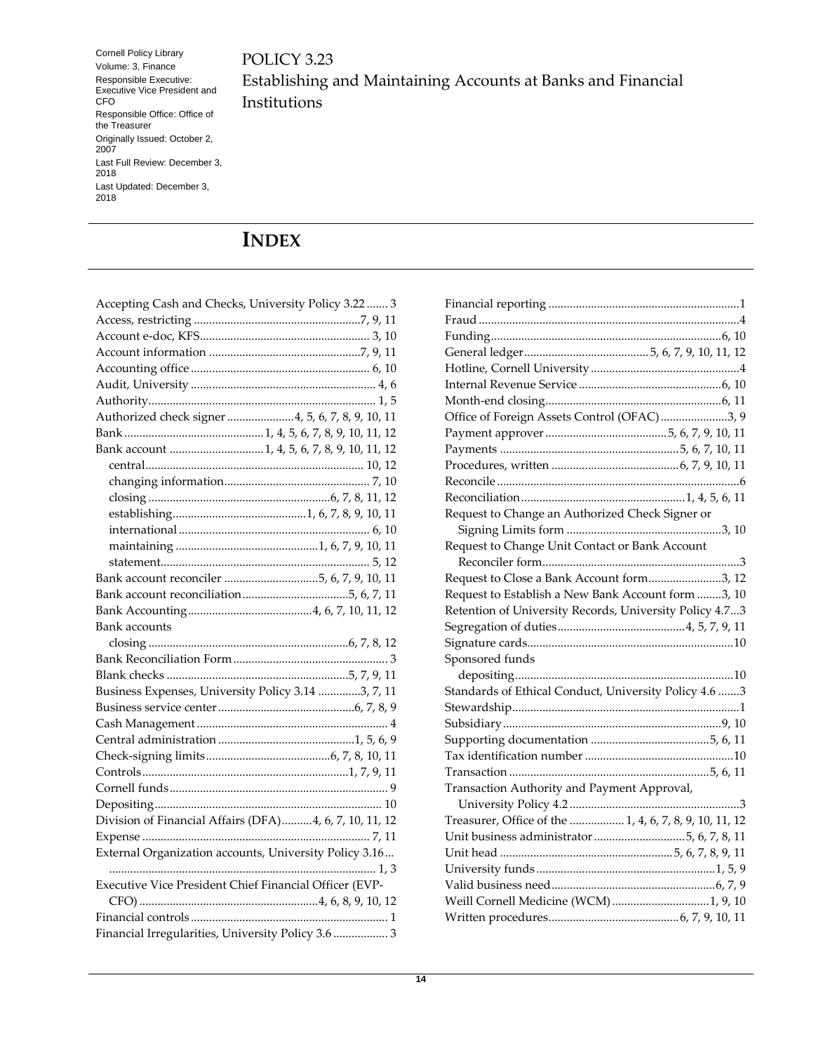Cornell Policy Library
Volume: 3, Finance
Responsible Executive: Executive Vice President and CFO
Responsible Office: Office of the Treasurer
Originally Issued: October 2, 2007
Last Full Review: December 3, 2018
Last Updated: December 3, 2018

# POLICY 3.23
# Establishing and Maintaining Accounts at Banks and Financial Institutions

## INDEX

Accepting Cash and Checks, University Policy 3.22 ....... 3
Access, restricting ....................................................7, 9, 11
Account e-doc, KFS........................................................ 3, 10
Account information ...................................................7, 9, 11
Accounting office .......................................................... 6, 10
Audit, University ............................................................ 4, 6
Authority........................................................................ 1, 5
Authorized check signer .....................4, 5, 6, 7, 8, 9, 10, 11
Bank ..........................................1, 4, 5, 6, 7, 8, 9, 10, 11, 12
Bank account ..............................1, 4, 5, 6, 7, 8, 9, 10, 11, 12
  central...................................................................... 10, 12
  changing information................................................ 7, 10
  closing .........................................................6, 7, 8, 11, 12
  establishing..........................................1, 6, 7, 8, 9, 10, 11
  international ............................................................ 6, 10
  maintaining ..............................................1, 6, 7, 9, 10, 11
  statement.................................................................. 5, 12
Bank account reconciler ..............................5, 6, 7, 9, 10, 11
Bank account reconciliation.................................5, 6, 7, 11
Bank Accounting.......................................4, 6, 7, 10, 11, 12
Bank accounts
  closing ...............................................................6, 7, 8, 12
Bank Reconciliation Form ................................................ 3
Blank checks .........................................................5, 7, 9, 11
Business Expenses, University Policy 3.14 .............3, 7, 11
Business service center ..........................................6, 7, 8, 9
Cash Management ............................................................ 4
Central administration ..........................................1, 5, 6, 9
Check-signing limits.......................................6, 7, 8, 10, 11
Controls..................................................................1, 7, 9, 11
Cornell funds...................................................................... 9
Depositing........................................................................ 10
Division of Financial Affairs (DFA)..........4, 6, 7, 10, 11, 12
Expense ........................................................................ 7, 11
External Organization accounts, University Policy 3.16...
...................................................................................... 1, 3
Executive Vice President Chief Financial Officer (EVP-CFO) ........................................................4, 6, 8, 9, 10, 12
Financial controls ............................................................... 1
Financial Irregularities, University Policy 3.6 .................. 3
Financial reporting ............................................................1
Fraud ..................................................................................4
Funding........................................................................6, 10
General ledger.......................................5, 6, 7, 9, 10, 11, 12
Hotline, Cornell University ...............................................4
Internal Revenue Service .............................................6, 10
Month-end closing........................................................6, 11
Office of Foreign Assets Control (OFAC).....................3, 9
Payment approver ......................................5, 6, 7, 9, 10, 11
Payments .........................................................5, 6, 7, 10, 11
Procedures, written .........................................6, 7, 9, 10, 11
Reconcile .............................................................................6
Reconciliation....................................................1, 4, 5, 6, 11
Request to Change an Authorized Check Signer or Signing Limits form .................................................3, 10
Request to Change Unit Contact or Bank Account Reconciler form...............................................................3
Request to Close a Bank Account form.......................3, 12
Request to Establish a New Bank Account form ........3, 10
Retention of University Records, University Policy 4.7...3
Segregation of duties.........................................4, 5, 7, 9, 11
Signature cards..................................................................10
Sponsored funds
  depositing......................................................................10
Standards of Ethical Conduct, University Policy 4.6 .......3
Stewardship........................................................................1
Subsidiary ......................................................................9, 10
Supporting documentation ......................................5, 6, 11
Tax identification number ...............................................10
Transaction ................................................................5, 6, 11
Transaction Authority and Payment Approval, University Policy 4.2 ......................................................3
Treasurer, Office of the .................. 1, 4, 6, 7, 8, 9, 10, 11, 12
Unit business administrator .............................5, 6, 7, 8, 11
Unit head .......................................................5, 6, 7, 8, 9, 11
University funds .........................................................1, 5, 9
Valid business need....................................................6, 7, 9
Weill Cornell Medicine (WCM) ...............................1, 9, 10
Written procedures.........................................6, 7, 9, 10, 11